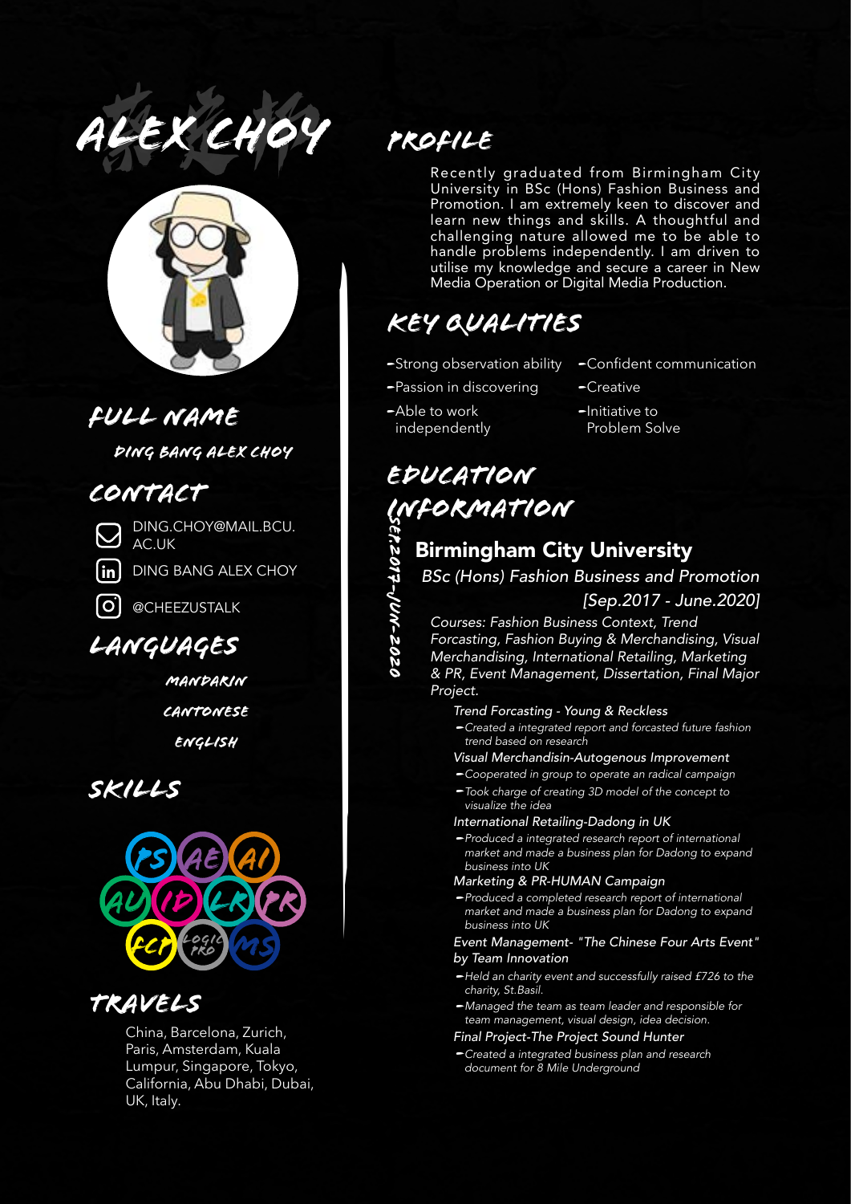# ALEX CHOY

## FULL NAME

DING BANG ALEX CHOY

## CONTACT

- DING.CHOY@MAIL.BCU.AC.UK
- DING BANG ALEX CHOY
- @CHEEZUSTALK

## LANGUAGES

- MANDARIN
- CANTONESE
- ENGLISH

## SKILLS

PS, AE, AI, AU, ID, LR, PR, FCP, LOGIC PRO, MS

## TRAVELS

China, Barcelona, Zurich, Paris, Amsterdam, Kuala Lumpur, Singapore, Tokyo, California, Abu Dhabi, Dubai, UK, Italy.

## PROFILE

Recently graduated from Birmingham City University in BSc (Hons) Fashion Business and Promotion. I am extremely keen to discover and learn new things and skills. A thoughtful and challenging nature allowed me to be able to handle problems independently. I am driven to utilise my knowledge and secure a career in New Media Operation or Digital Media Production.

## KEY QUALITIES

- Strong observation ability
- Passion in discovering
- Able to work independently
- Confident communication
- Creative
- Initiative to Problem Solve

## EDUCATION INFORMATION

SEP.2017-JUN-2020

### Birmingham City University

*BSc (Hons) Fashion Business and Promotion*

*[Sep.2017 - June.2020]*

*Courses: Fashion Business Context, Trend Forcasting, Fashion Buying & Merchandising, Visual Merchandising, International Retailing, Marketing & PR, Event Management, Dissertation, Final Major Project.*

*Trend Forcasting - Young & Reckless*
- *Created a integrated report and forcasted future fashion trend based on research*

*Visual Merchandisin-Autogenous Improvement*
- *Cooperated in group to operate an radical campaign*
- *Took charge of creating 3D model of the concept to visualize the idea*

*International Retailing-Dadong in UK*
- *Produced a integrated research report of international market and made a business plan for Dadong to expand business into UK*

*Marketing & PR-HUMAN Campaign*
- *Produced a completed research report of international market and made a business plan for Dadong to expand business into UK*

*Event Management- "The Chinese Four Arts Event" by Team Innovation*
- *Held an charity event and successfully raised £726 to the charity, St.Basil.*
- *Managed the team as team leader and responsible for team management, visual design, idea decision.*

*Final Project-The Project Sound Hunter*
- *Created a integrated business plan and research document for 8 Mile Underground*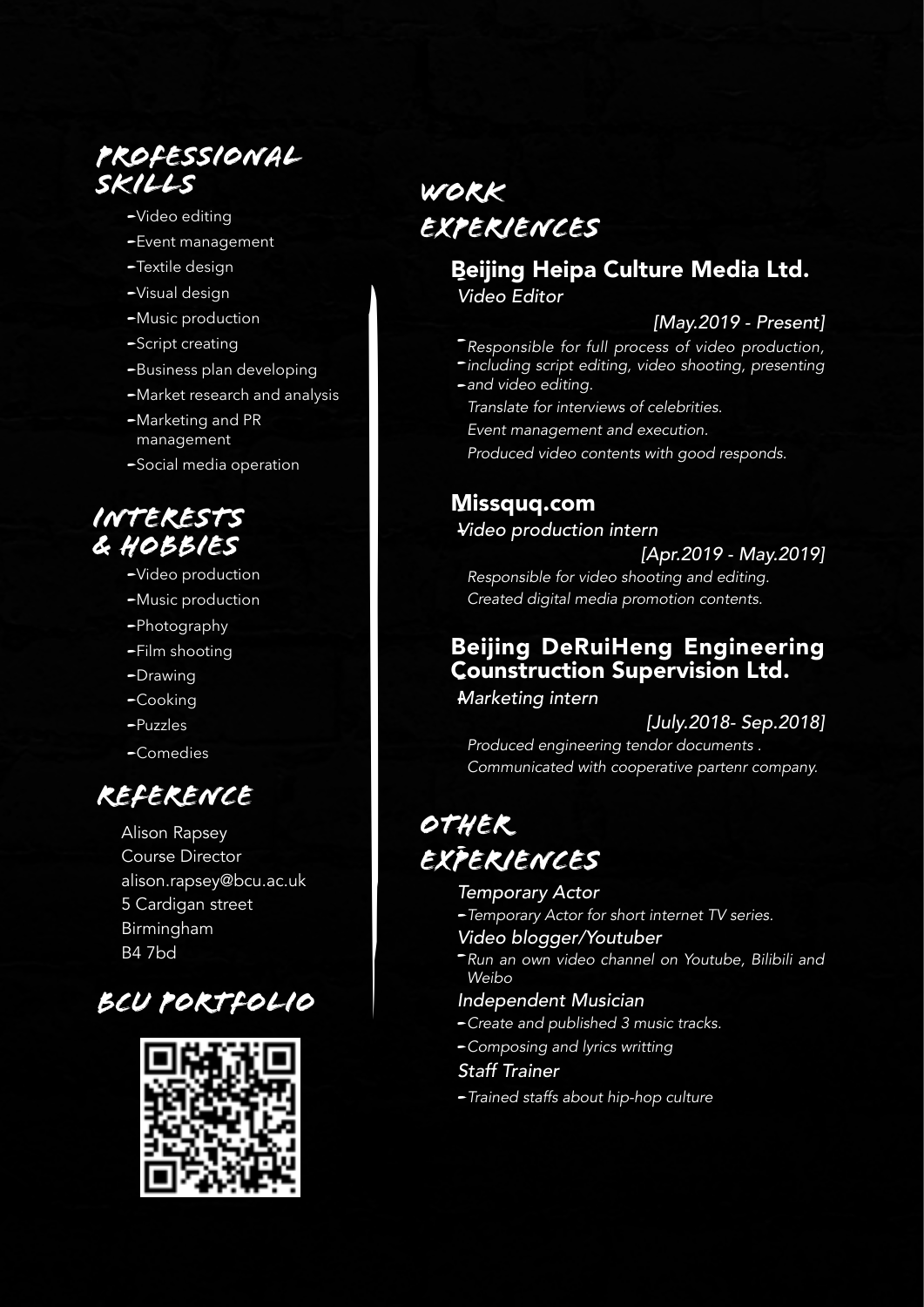## PROFESSIONAL SKILLS

- Video editing
- Event management
- Textile design
- Visual design
- Music production
- Script creating
- Business plan developing
- Market research and analysis
- Marketing and PR management
- Social media operation

## INTERESTS & HOBBIES

- Video production
- Music production
- Photography
- Film shooting
- Drawing
- Cooking
- Puzzles
- Comedies

## REFERENCE

Alison Rapsey
Course Director
alison.rapsey@bcu.ac.uk
5 Cardigan street
Birmingham
B4 7bd

## BCU PORTFOLIO

## WORK EXPERIENCES

### Beijing Heipa Culture Media Ltd.

*Video Editor*

*[May.2019 - Present]*

- *Responsible for full process of video production, including script editing, video shooting, presenting and video editing.*
- *Translate for interviews of celebrities.*
- *Event management and execution.*
- *Produced video contents with good responds.*

### Missquq.com

*Video production intern*

*[Apr.2019 - May.2019]*

- *Responsible for video shooting and editing.*
- *Created digital media promotion contents.*

### Beijing DeRuiHeng Engineering Counstruction Supervision Ltd.

*Marketing intern*

*[July.2018- Sep.2018]*

- *Produced engineering tendor documents .*
- *Communicated with cooperative partenr company.*

## OTHER EXPERIENCES

*Temporary Actor*

- *Temporary Actor for short internet TV series.*

*Video blogger/Youtuber*

- *Run an own video channel on Youtube, Bilibili and Weibo*

*Independent Musician*

- *Create and published 3 music tracks.*
- *Composing and lyrics writting*

*Staff Trainer*

- *Trained staffs about hip-hop culture*